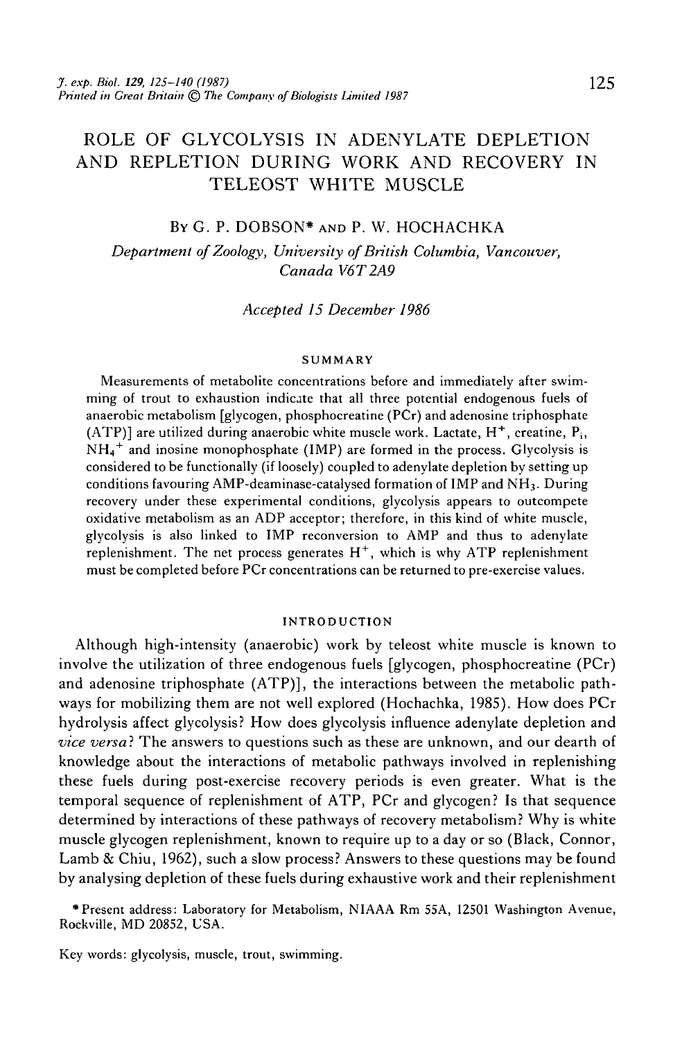# ROLE OF GLYCOLYSIS IN ADENYLATE DEPLETION AND REPLETION DURING WORK AND RECOVERY IN TELEOST WHITE MUSCLE

By G. P. DOBSON* AND P. W. HOCHACHKA

*Department of Zoology, University of British Columbia, Vancouver, Canada V6T 2A9*

*Accepted 15 December 1986*

## SUMMARY

Measurements of metabolite concentrations before and immediately after swimming of trout to exhaustion indicate that all three potential endogenous fuels of anaerobic metabolism [glycogen, phosphocreatine (PCr) and adenosine triphosphate (ATP)] are utilized during anaerobic white muscle work. Lactate, $H^+$, creatine, $P_i$, $NH_4^+$ and inosine monophosphate (IMP) are formed in the process. Glycolysis is considered to be functionally (if loosely) coupled to adenylate depletion by setting up conditions favouring AMP-deaminase-catalysed formation of IMP and $NH_3$. During recovery under these experimental conditions, glycolysis appears to outcompete oxidative metabolism as an ADP acceptor; therefore, in this kind of white muscle, glycolysis is also linked to IMP reconversion to AMP and thus to adenylate replenishment. The net process generates $H^+$, which is why ATP replenishment must be completed before PCr concentrations can be returned to pre-exercise values.

## INTRODUCTION

Although high-intensity (anaerobic) work by teleost white muscle is known to involve the utilization of three endogenous fuels [glycogen, phosphocreatine (PCr) and adenosine triphosphate (ATP)], the interactions between the metabolic pathways for mobilizing them are not well explored (Hochachka, 1985). How does PCr hydrolysis affect glycolysis? How does glycolysis influence adenylate depletion and *vice versa*? The answers to questions such as these are unknown, and our dearth of knowledge about the interactions of metabolic pathways involved in replenishing these fuels during post-exercise recovery periods is even greater. What is the temporal sequence of replenishment of ATP, PCr and glycogen? Is that sequence determined by interactions of these pathways of recovery metabolism? Why is white muscle glycogen replenishment, known to require up to a day or so (Black, Connor, Lamb & Chiu, 1962), such a slow process? Answers to these questions may be found by analysing depletion of these fuels during exhaustive work and their replenishment

*Present address: Laboratory for Metabolism, NIAAA Rm 55A, 12501 Washington Avenue, Rockville, MD 20852, USA.

Key words: glycolysis, muscle, trout, swimming.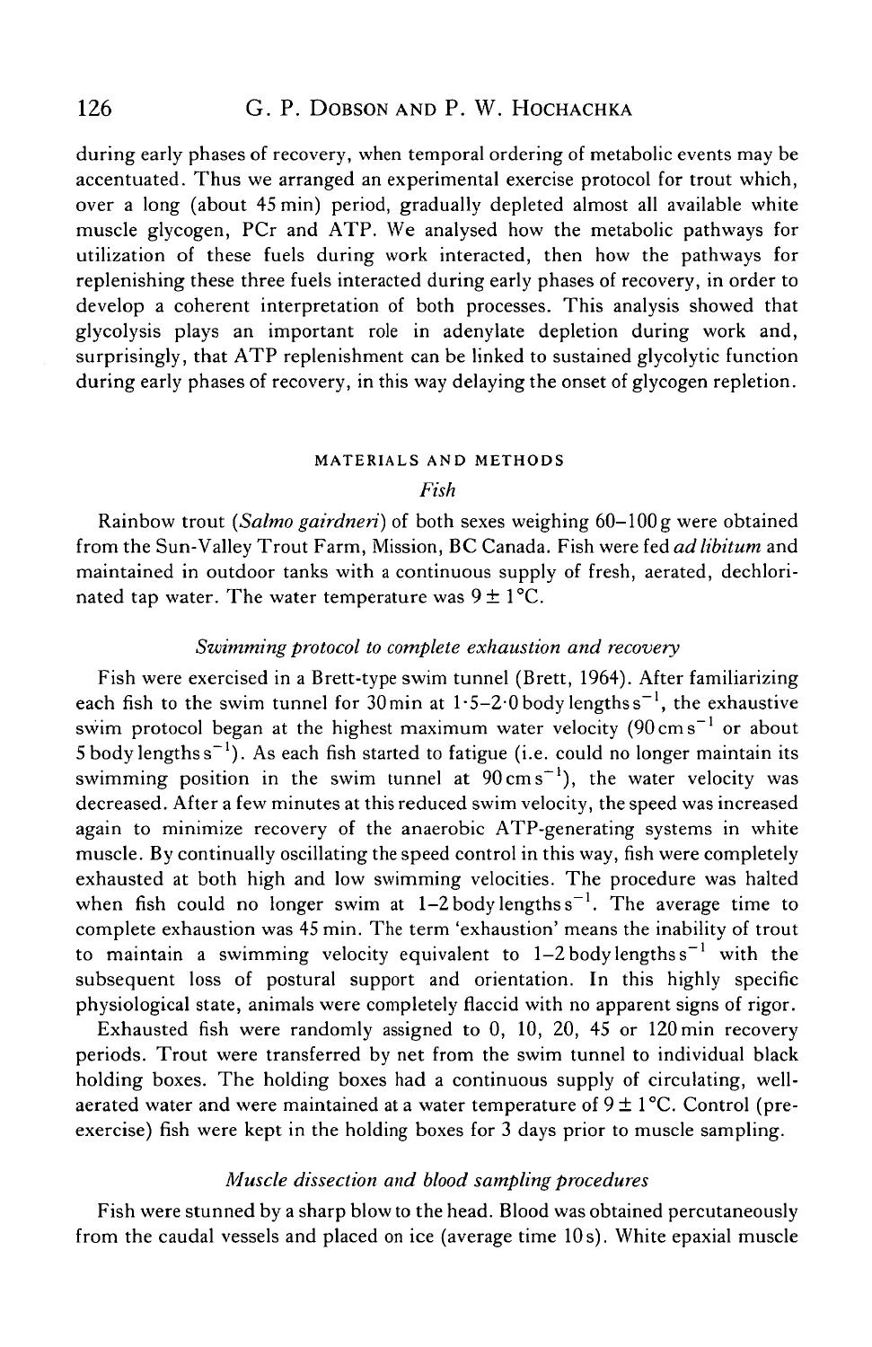during early phases of recovery, when temporal ordering of metabolic events may be accentuated. Thus we arranged an experimental exercise protocol for trout which, over a long (about 45 min) period, gradually depleted almost all available white muscle glycogen, PCr and ATP. We analysed how the metabolic pathways for utilization of these fuels during work interacted, then how the pathways for replenishing these three fuels interacted during early phases of recovery, in order to develop a coherent interpretation of both processes. This analysis showed that glycolysis plays an important role in adenylate depletion during work and, surprisingly, that ATP replenishment can be linked to sustained glycolytic function during early phases of recovery, in this way delaying the onset of glycogen repletion.

## MATERIALS AND METHODS

### *Fish*

Rainbow trout (*Salmo gairdneri*) of both sexes weighing 60–100 g were obtained from the Sun-Valley Trout Farm, Mission, BC Canada. Fish were fed *ad libitum* and maintained in outdoor tanks with a continuous supply of fresh, aerated, dechlorinated tap water. The water temperature was $9 \pm 1$ °C.

### *Swimming protocol to complete exhaustion and recovery*

Fish were exercised in a Brett-type swim tunnel (Brett, 1964). After familiarizing each fish to the swim tunnel for 30 min at 1·5–2·0 body lengths $s^{-1}$, the exhaustive swim protocol began at the highest maximum water velocity (90 cm $s^{-1}$ or about 5 body lengths $s^{-1}$). As each fish started to fatigue (i.e. could no longer maintain its swimming position in the swim tunnel at 90 cm $s^{-1}$), the water velocity was decreased. After a few minutes at this reduced swim velocity, the speed was increased again to minimize recovery of the anaerobic ATP-generating systems in white muscle. By continually oscillating the speed control in this way, fish were completely exhausted at both high and low swimming velocities. The procedure was halted when fish could no longer swim at 1–2 body lengths $s^{-1}$. The average time to complete exhaustion was 45 min. The term 'exhaustion' means the inability of trout to maintain a swimming velocity equivalent to 1–2 body lengths $s^{-1}$ with the subsequent loss of postural support and orientation. In this highly specific physiological state, animals were completely flaccid with no apparent signs of rigor.

Exhausted fish were randomly assigned to 0, 10, 20, 45 or 120 min recovery periods. Trout were transferred by net from the swim tunnel to individual black holding boxes. The holding boxes had a continuous supply of circulating, well-aerated water and were maintained at a water temperature of $9 \pm 1$ °C. Control (pre-exercise) fish were kept in the holding boxes for 3 days prior to muscle sampling.

### *Muscle dissection and blood sampling procedures*

Fish were stunned by a sharp blow to the head. Blood was obtained percutaneously from the caudal vessels and placed on ice (average time 10 s). White epaxial muscle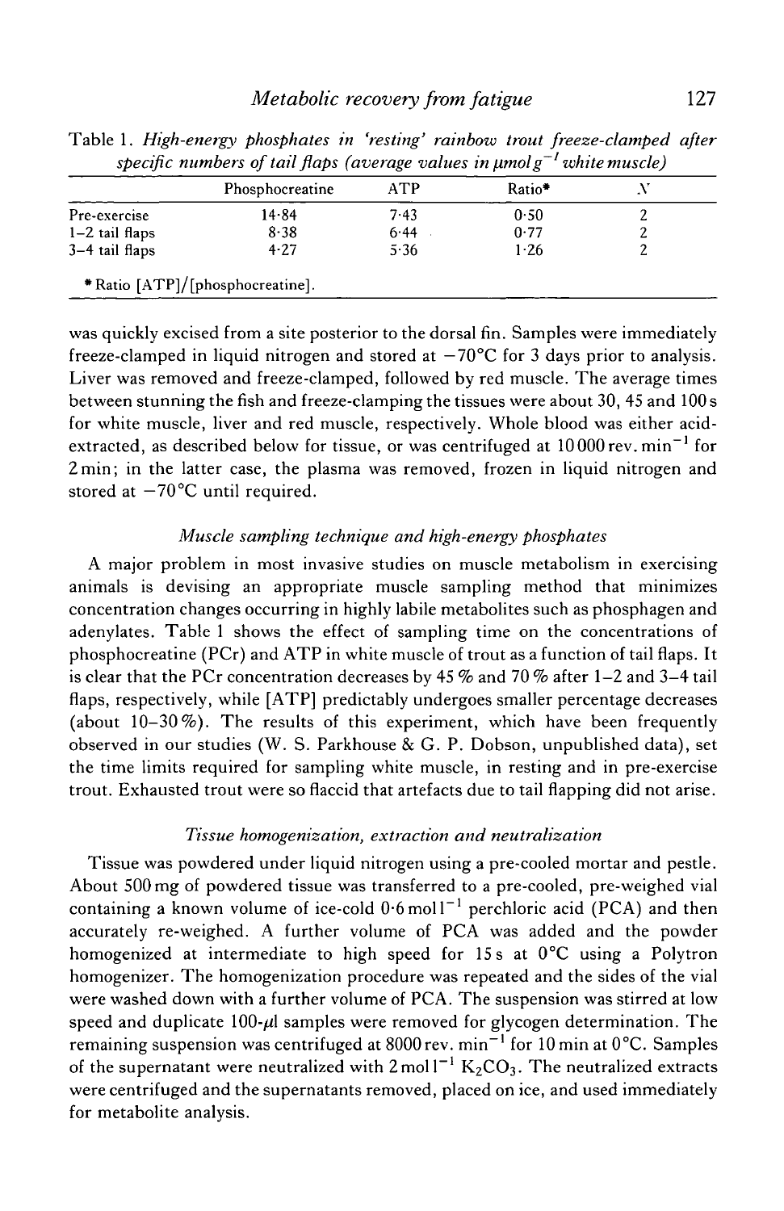Table 1. *High-energy phosphates in 'resting' rainbow trout freeze-clamped after specific numbers of tail flaps (average values in μmol $g^{-1}$ white muscle)*

| | Phosphocreatine | ATP | Ratio* | N |
|---|---|---|---|---|
| Pre-exercise | 14·84 | 7·43 | 0·50 | 2 |
| 1–2 tail flaps | 8·38 | 6·44 | 0·77 | 2 |
| 3–4 tail flaps | 4·27 | 5·36 | 1·26 | 2 |

* Ratio [ATP]/[phosphocreatine].

was quickly excised from a site posterior to the dorsal fin. Samples were immediately freeze-clamped in liquid nitrogen and stored at −70 °C for 3 days prior to analysis. Liver was removed and freeze-clamped, followed by red muscle. The average times between stunning the fish and freeze-clamping the tissues were about 30, 45 and 100 s for white muscle, liver and red muscle, respectively. Whole blood was either acid-extracted, as described below for tissue, or was centrifuged at 10 000 rev. $min^{-1}$ for 2 min; in the latter case, the plasma was removed, frozen in liquid nitrogen and stored at −70 °C until required.

### *Muscle sampling technique and high-energy phosphates*

A major problem in most invasive studies on muscle metabolism in exercising animals is devising an appropriate muscle sampling method that minimizes concentration changes occurring in highly labile metabolites such as phosphagen and adenylates. Table 1 shows the effect of sampling time on the concentrations of phosphocreatine (PCr) and ATP in white muscle of trout as a function of tail flaps. It is clear that the PCr concentration decreases by 45 % and 70 % after 1–2 and 3–4 tail flaps, respectively, while [ATP] predictably undergoes smaller percentage decreases (about 10–30 %). The results of this experiment, which have been frequently observed in our studies (W. S. Parkhouse & G. P. Dobson, unpublished data), set the time limits required for sampling white muscle, in resting and in pre-exercise trout. Exhausted trout were so flaccid that artefacts due to tail flapping did not arise.

### *Tissue homogenization, extraction and neutralization*

Tissue was powdered under liquid nitrogen using a pre-cooled mortar and pestle. About 500 mg of powdered tissue was transferred to a pre-cooled, pre-weighed vial containing a known volume of ice-cold 0·6 mol $l^{-1}$ perchloric acid (PCA) and then accurately re-weighed. A further volume of PCA was added and the powder homogenized at intermediate to high speed for 15 s at 0 °C using a Polytron homogenizer. The homogenization procedure was repeated and the sides of the vial were washed down with a further volume of PCA. The suspension was stirred at low speed and duplicate 100-μl samples were removed for glycogen determination. The remaining suspension was centrifuged at 8000 rev. $min^{-1}$ for 10 min at 0 °C. Samples of the supernatant were neutralized with 2 mol $l^{-1}$ $K_2CO_3$. The neutralized extracts were centrifuged and the supernatants removed, placed on ice, and used immediately for metabolite analysis.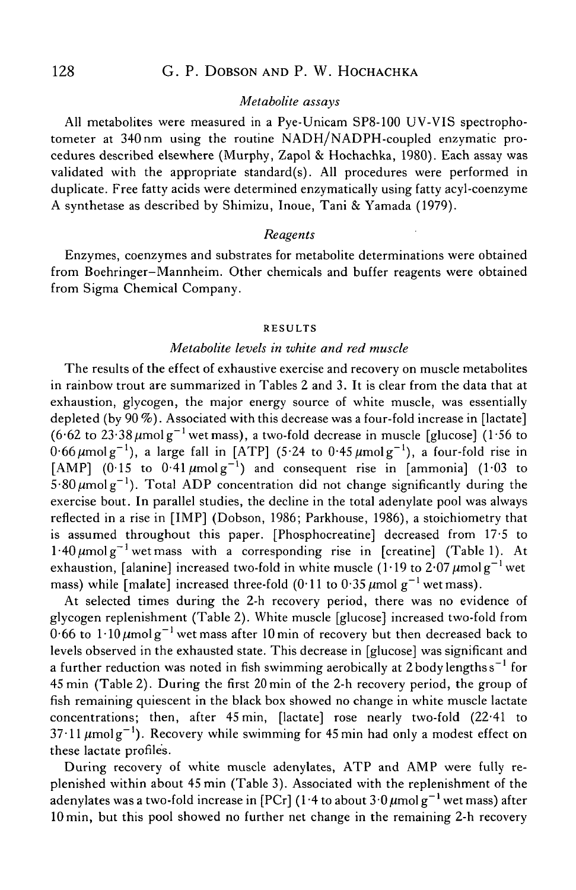### *Metabolite assays*

All metabolites were measured in a Pye-Unicam SP8-100 UV-VIS spectrophotometer at 340 nm using the routine NADH/NADPH-coupled enzymatic procedures described elsewhere (Murphy, Zapol & Hochachka, 1980). Each assay was validated with the appropriate standard(s). All procedures were performed in duplicate. Free fatty acids were determined enzymatically using fatty acyl-coenzyme A synthetase as described by Shimizu, Inoue, Tani & Yamada (1979).

### *Reagents*

Enzymes, coenzymes and substrates for metabolite determinations were obtained from Boehringer–Mannheim. Other chemicals and buffer reagents were obtained from Sigma Chemical Company.

## RESULTS

### *Metabolite levels in white and red muscle*

The results of the effect of exhaustive exercise and recovery on muscle metabolites in rainbow trout are summarized in Tables 2 and 3. It is clear from the data that at exhaustion, glycogen, the major energy source of white muscle, was essentially depleted (by 90 %). Associated with this decrease was a four-fold increase in [lactate] (6·62 to 23·38 $\mu$mol g$^{-1}$ wet mass), a two-fold decrease in muscle [glucose] (1·56 to 0·66 $\mu$mol g$^{-1}$), a large fall in [ATP] (5·24 to 0·45 $\mu$mol g$^{-1}$), a four-fold rise in [AMP] (0·15 to 0·41 $\mu$mol g$^{-1}$) and consequent rise in [ammonia] (1·03 to 5·80 $\mu$mol g$^{-1}$). Total ADP concentration did not change significantly during the exercise bout. In parallel studies, the decline in the total adenylate pool was always reflected in a rise in [IMP] (Dobson, 1986; Parkhouse, 1986), a stoichiometry that is assumed throughout this paper. [Phosphocreatine] decreased from 17·5 to 1·40 $\mu$mol g$^{-1}$ wet mass with a corresponding rise in [creatine] (Table 1). At exhaustion, [alanine] increased two-fold in white muscle (1·19 to 2·07 $\mu$mol g$^{-1}$ wet mass) while [malate] increased three-fold (0·11 to 0·35 $\mu$mol g$^{-1}$ wet mass).

At selected times during the 2-h recovery period, there was no evidence of glycogen replenishment (Table 2). White muscle [glucose] increased two-fold from 0·66 to 1·10 $\mu$mol g$^{-1}$ wet mass after 10 min of recovery but then decreased back to levels observed in the exhausted state. This decrease in [glucose] was significant and a further reduction was noted in fish swimming aerobically at 2 body lengths s$^{-1}$ for 45 min (Table 2). During the first 20 min of the 2-h recovery period, the group of fish remaining quiescent in the black box showed no change in white muscle lactate concentrations; then, after 45 min, [lactate] rose nearly two-fold (22·41 to 37·11 $\mu$mol g$^{-1}$). Recovery while swimming for 45 min had only a modest effect on these lactate profiles.

During recovery of white muscle adenylates, ATP and AMP were fully replenished within about 45 min (Table 3). Associated with the replenishment of the adenylates was a two-fold increase in [PCr] (1·4 to about 3·0 $\mu$mol g$^{-1}$ wet mass) after 10 min, but this pool showed no further net change in the remaining 2-h recovery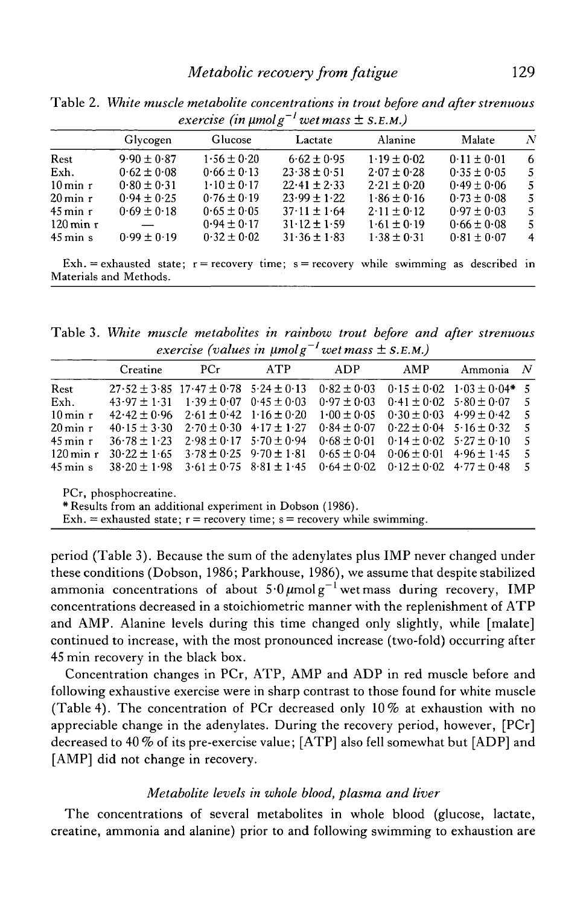Table 2. *White muscle metabolite concentrations in trout before and after strenuous exercise (in $\mu mol\,g^{-1}$ wet mass ± S.E.M.)*

| | Glycogen | Glucose | Lactate | Alanine | Malate | N |
|---|---|---|---|---|---|---|
| Rest | 9·90 ± 0·87 | 1·56 ± 0·20 | 6·62 ± 0·95 | 1·19 ± 0·02 | 0·11 ± 0·01 | 6 |
| Exh. | 0·62 ± 0·08 | 0·66 ± 0·13 | 23·38 ± 0·51 | 2·07 ± 0·28 | 0·35 ± 0·05 | 5 |
| 10 min r | 0·80 ± 0·31 | 1·10 ± 0·17 | 22·41 ± 2·33 | 2·21 ± 0·20 | 0·49 ± 0·06 | 5 |
| 20 min r | 0·94 ± 0·25 | 0·76 ± 0·19 | 23·99 ± 1·22 | 1·86 ± 0·16 | 0·73 ± 0·08 | 5 |
| 45 min r | 0·69 ± 0·18 | 0·65 ± 0·05 | 37·11 ± 1·64 | 2·11 ± 0·12 | 0·97 ± 0·03 | 5 |
| 120 min r | — | 0·94 ± 0·17 | 31·12 ± 1·59 | 1·61 ± 0·19 | 0·66 ± 0·08 | 5 |
| 45 min s | 0·99 ± 0·19 | 0·32 ± 0·02 | 31·36 ± 1·83 | 1·38 ± 0·31 | 0·81 ± 0·07 | 4 |

Exh. = exhausted state; r = recovery time; s = recovery while swimming as described in Materials and Methods.

Table 3. *White muscle metabolites in rainbow trout before and after strenuous exercise (values in $\mu mol\,g^{-1}$ wet mass ± S.E.M.)*

| | Creatine | PCr | ATP | ADP | AMP | Ammonia | N |
|---|---|---|---|---|---|---|---|
| Rest | 27·52 ± 3·85 | 17·47 ± 0·78 | 5·24 ± 0·13 | 0·82 ± 0·03 | 0·15 ± 0·02 | 1·03 ± 0·04* | 5 |
| Exh. | 43·97 ± 1·31 | 1·39 ± 0·07 | 0·45 ± 0·03 | 0·97 ± 0·03 | 0·41 ± 0·02 | 5·80 ± 0·07 | 5 |
| 10 min r | 42·42 ± 0·96 | 2·61 ± 0·42 | 1·16 ± 0·20 | 1·00 ± 0·05 | 0·30 ± 0·03 | 4·99 ± 0·42 | 5 |
| 20 min r | 40·15 ± 3·30 | 2·70 ± 0·30 | 4·17 ± 1·27 | 0·84 ± 0·07 | 0·22 ± 0·04 | 5·16 ± 0·32 | 5 |
| 45 min r | 36·78 ± 1·23 | 2·98 ± 0·17 | 5·70 ± 0·94 | 0·68 ± 0·01 | 0·14 ± 0·02 | 5·27 ± 0·10 | 5 |
| 120 min r | 30·22 ± 1·65 | 3·78 ± 0·25 | 9·70 ± 1·81 | 0·65 ± 0·04 | 0·06 ± 0·01 | 4·96 ± 1·45 | 5 |
| 45 min s | 38·20 ± 1·98 | 3·61 ± 0·75 | 8·81 ± 1·45 | 0·64 ± 0·02 | 0·12 ± 0·02 | 4·77 ± 0·48 | 5 |

PCr, phosphocreatine.
* Results from an additional experiment in Dobson (1986).
Exh. = exhausted state; r = recovery time; s = recovery while swimming.

period (Table 3). Because the sum of the adenylates plus IMP never changed under these conditions (Dobson, 1986; Parkhouse, 1986), we assume that despite stabilized ammonia concentrations of about 5·0 $\mu mol\,g^{-1}$ wet mass during recovery, IMP concentrations decreased in a stoichiometric manner with the replenishment of ATP and AMP. Alanine levels during this time changed only slightly, while [malate] continued to increase, with the most pronounced increase (two-fold) occurring after 45 min recovery in the black box.

Concentration changes in PCr, ATP, AMP and ADP in red muscle before and following exhaustive exercise were in sharp contrast to those found for white muscle (Table 4). The concentration of PCr decreased only 10 % at exhaustion with no appreciable change in the adenylates. During the recovery period, however, [PCr] decreased to 40 % of its pre-exercise value; [ATP] also fell somewhat but [ADP] and [AMP] did not change in recovery.

### *Metabolite levels in whole blood, plasma and liver*

The concentrations of several metabolites in whole blood (glucose, lactate, creatine, ammonia and alanine) prior to and following swimming to exhaustion are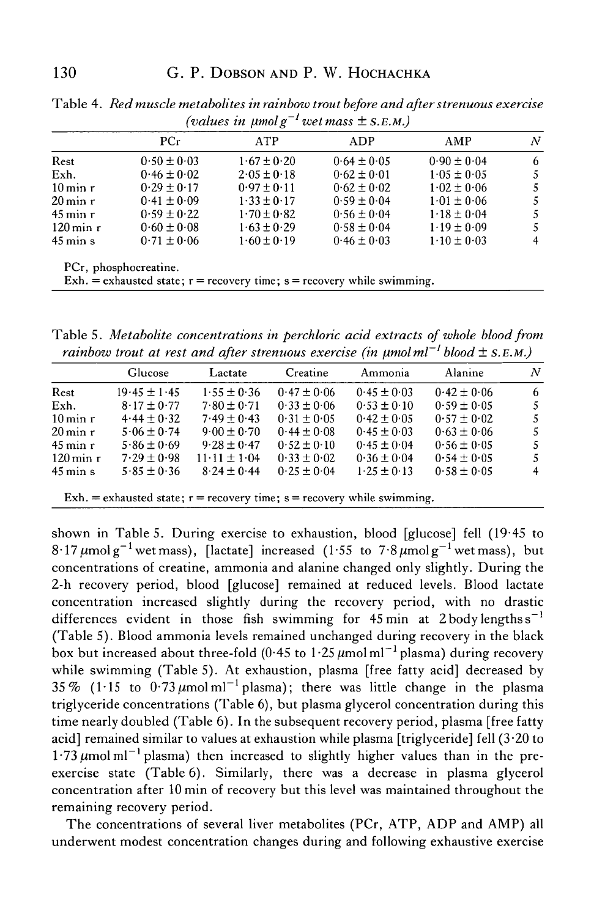Table 4. *Red muscle metabolites in rainbow trout before and after strenuous exercise (values in μmol g$^{-1}$ wet mass ± S.E.M.)*

| | PCr | ATP | ADP | AMP | $N$ |
|---|---|---|---|---|---|
| Rest | 0·50 ± 0·03 | 1·67 ± 0·20 | 0·64 ± 0·05 | 0·90 ± 0·04 | 6 |
| Exh. | 0·46 ± 0·02 | 2·05 ± 0·18 | 0·62 ± 0·01 | 1·05 ± 0·05 | 5 |
| 10 min r | 0·29 ± 0·17 | 0·97 ± 0·11 | 0·62 ± 0·02 | 1·02 ± 0·06 | 5 |
| 20 min r | 0·41 ± 0·09 | 1·33 ± 0·17 | 0·59 ± 0·04 | 1·01 ± 0·06 | 5 |
| 45 min r | 0·59 ± 0·22 | 1·70 ± 0·82 | 0·56 ± 0·04 | 1·18 ± 0·04 | 5 |
| 120 min r | 0·60 ± 0·08 | 1·63 ± 0·29 | 0·58 ± 0·04 | 1·19 ± 0·09 | 5 |
| 45 min s | 0·71 ± 0·06 | 1·60 ± 0·19 | 0·46 ± 0·03 | 1·10 ± 0·03 | 4 |

PCr, phosphocreatine.
Exh. = exhausted state; r = recovery time; s = recovery while swimming.

Table 5. *Metabolite concentrations in perchloric acid extracts of whole blood from rainbow trout at rest and after strenuous exercise (in μmol ml$^{-1}$ blood ± S.E.M.)*

| | Glucose | Lactate | Creatine | Ammonia | Alanine | $N$ |
|---|---|---|---|---|---|---|
| Rest | 19·45 ± 1·45 | 1·55 ± 0·36 | 0·47 ± 0·06 | 0·45 ± 0·03 | 0·42 ± 0·06 | 6 |
| Exh. | 8·17 ± 0·77 | 7·80 ± 0·71 | 0·33 ± 0·06 | 0·53 ± 0·10 | 0·59 ± 0·05 | 5 |
| 10 min r | 4·44 ± 0·32 | 7·49 ± 0·43 | 0·31 ± 0·05 | 0·42 ± 0·05 | 0·57 ± 0·02 | 5 |
| 20 min r | 5·06 ± 0·74 | 9·00 ± 0·70 | 0·44 ± 0·08 | 0·45 ± 0·03 | 0·63 ± 0·06 | 5 |
| 45 min r | 5·86 ± 0·69 | 9·28 ± 0·47 | 0·52 ± 0·10 | 0·45 ± 0·04 | 0·56 ± 0·05 | 5 |
| 120 min r | 7·29 ± 0·98 | 11·11 ± 1·04 | 0·33 ± 0·02 | 0·36 ± 0·04 | 0·54 ± 0·05 | 5 |
| 45 min s | 5·85 ± 0·36 | 8·24 ± 0·44 | 0·25 ± 0·04 | 1·25 ± 0·13 | 0·58 ± 0·05 | 4 |

Exh. = exhausted state; r = recovery time; s = recovery while swimming.

shown in Table 5. During exercise to exhaustion, blood [glucose] fell (19·45 to 8·17 μmol g$^{-1}$ wet mass), [lactate] increased (1·55 to 7·8 μmol g$^{-1}$ wet mass), but concentrations of creatine, ammonia and alanine changed only slightly. During the 2-h recovery period, blood [glucose] remained at reduced levels. Blood lactate concentration increased slightly during the recovery period, with no drastic differences evident in those fish swimming for 45 min at 2 body lengths s$^{-1}$ (Table 5). Blood ammonia levels remained unchanged during recovery in the black box but increased about three-fold (0·45 to 1·25 μmol ml$^{-1}$ plasma) during recovery while swimming (Table 5). At exhaustion, plasma [free fatty acid] decreased by 35 % (1·15 to 0·73 μmol ml$^{-1}$ plasma); there was little change in the plasma triglyceride concentrations (Table 6), but plasma glycerol concentration during this time nearly doubled (Table 6). In the subsequent recovery period, plasma [free fatty acid] remained similar to values at exhaustion while plasma [triglyceride] fell (3·20 to 1·73 μmol ml$^{-1}$ plasma) then increased to slightly higher values than in the pre-exercise state (Table 6). Similarly, there was a decrease in plasma glycerol concentration after 10 min of recovery but this level was maintained throughout the remaining recovery period.

The concentrations of several liver metabolites (PCr, ATP, ADP and AMP) all underwent modest concentration changes during and following exhaustive exercise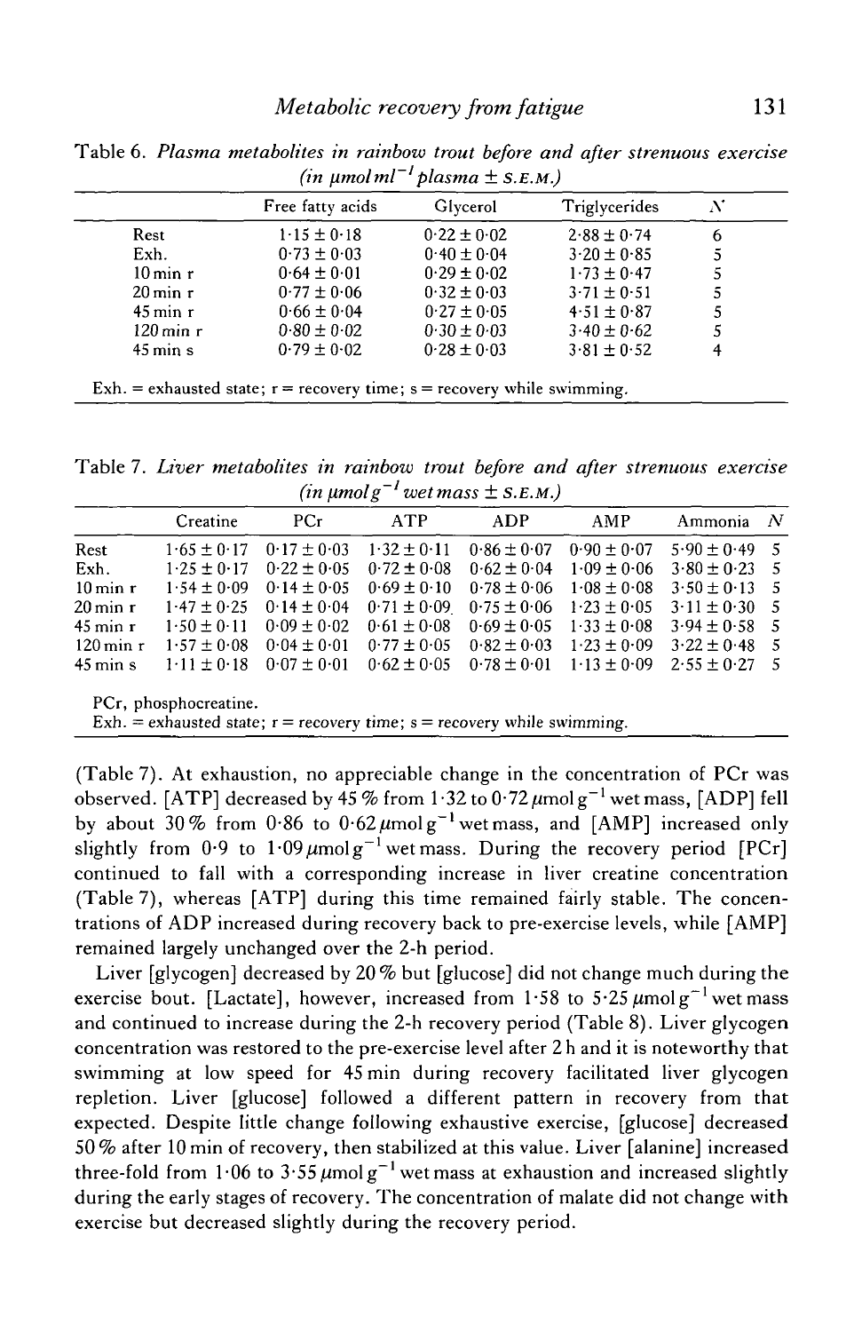Table 6. *Plasma metabolites in rainbow trout before and after strenuous exercise (in $\mu$mol ml$^{-1}$ plasma ± S.E.M.)*

| | Free fatty acids | Glycerol | Triglycerides | N |
|---|---|---|---|---|
| Rest | 1·15 ± 0·18 | 0·22 ± 0·02 | 2·88 ± 0·74 | 6 |
| Exh. | 0·73 ± 0·03 | 0·40 ± 0·04 | 3·20 ± 0·85 | 5 |
| 10 min r | 0·64 ± 0·01 | 0·29 ± 0·02 | 1·73 ± 0·47 | 5 |
| 20 min r | 0·77 ± 0·06 | 0·32 ± 0·03 | 3·71 ± 0·51 | 5 |
| 45 min r | 0·66 ± 0·04 | 0·27 ± 0·05 | 4·51 ± 0·87 | 5 |
| 120 min r | 0·80 ± 0·02 | 0·30 ± 0·03 | 3·40 ± 0·62 | 5 |
| 45 min s | 0·79 ± 0·02 | 0·28 ± 0·03 | 3·81 ± 0·52 | 4 |

Exh. = exhausted state; r = recovery time; s = recovery while swimming.

Table 7. *Liver metabolites in rainbow trout before and after strenuous exercise (in $\mu$mol g$^{-1}$ wet mass ± S.E.M.)*

| | Creatine | PCr | ATP | ADP | AMP | Ammonia | N |
|---|---|---|---|---|---|---|---|
| Rest | 1·65 ± 0·17 | 0·17 ± 0·03 | 1·32 ± 0·11 | 0·86 ± 0·07 | 0·90 ± 0·07 | 5·90 ± 0·49 | 5 |
| Exh. | 1·25 ± 0·17 | 0·22 ± 0·05 | 0·72 ± 0·08 | 0·62 ± 0·04 | 1·09 ± 0·06 | 3·80 ± 0·23 | 5 |
| 10 min r | 1·54 ± 0·09 | 0·14 ± 0·05 | 0·69 ± 0·10 | 0·78 ± 0·06 | 1·08 ± 0·08 | 3·50 ± 0·13 | 5 |
| 20 min r | 1·47 ± 0·25 | 0·14 ± 0·04 | 0·71 ± 0·09 | 0·75 ± 0·06 | 1·23 ± 0·05 | 3·11 ± 0·30 | 5 |
| 45 min r | 1·50 ± 0·11 | 0·09 ± 0·02 | 0·61 ± 0·08 | 0·69 ± 0·05 | 1·33 ± 0·08 | 3·94 ± 0·58 | 5 |
| 120 min r | 1·57 ± 0·08 | 0·04 ± 0·01 | 0·77 ± 0·05 | 0·82 ± 0·03 | 1·23 ± 0·09 | 3·22 ± 0·48 | 5 |
| 45 min s | 1·11 ± 0·18 | 0·07 ± 0·01 | 0·62 ± 0·05 | 0·78 ± 0·01 | 1·13 ± 0·09 | 2·55 ± 0·27 | 5 |

PCr, phosphocreatine.
Exh. = exhausted state; r = recovery time; s = recovery while swimming.

(Table 7). At exhaustion, no appreciable change in the concentration of PCr was observed. [ATP] decreased by 45 % from 1·32 to 0·72 $\mu$mol g$^{-1}$ wet mass, [ADP] fell by about 30 % from 0·86 to 0·62 $\mu$mol g$^{-1}$ wet mass, and [AMP] increased only slightly from 0·9 to 1·09 $\mu$mol g$^{-1}$ wet mass. During the recovery period [PCr] continued to fall with a corresponding increase in liver creatine concentration (Table 7), whereas [ATP] during this time remained fairly stable. The concentrations of ADP increased during recovery back to pre-exercise levels, while [AMP] remained largely unchanged over the 2-h period.

Liver [glycogen] decreased by 20 % but [glucose] did not change much during the exercise bout. [Lactate], however, increased from 1·58 to 5·25 $\mu$mol g$^{-1}$ wet mass and continued to increase during the 2-h recovery period (Table 8). Liver glycogen concentration was restored to the pre-exercise level after 2 h and it is noteworthy that swimming at low speed for 45 min during recovery facilitated liver glycogen repletion. Liver [glucose] followed a different pattern in recovery from that expected. Despite little change following exhaustive exercise, [glucose] decreased 50 % after 10 min of recovery, then stabilized at this value. Liver [alanine] increased three-fold from 1·06 to 3·55 $\mu$mol g$^{-1}$ wet mass at exhaustion and increased slightly during the early stages of recovery. The concentration of malate did not change with exercise but decreased slightly during the recovery period.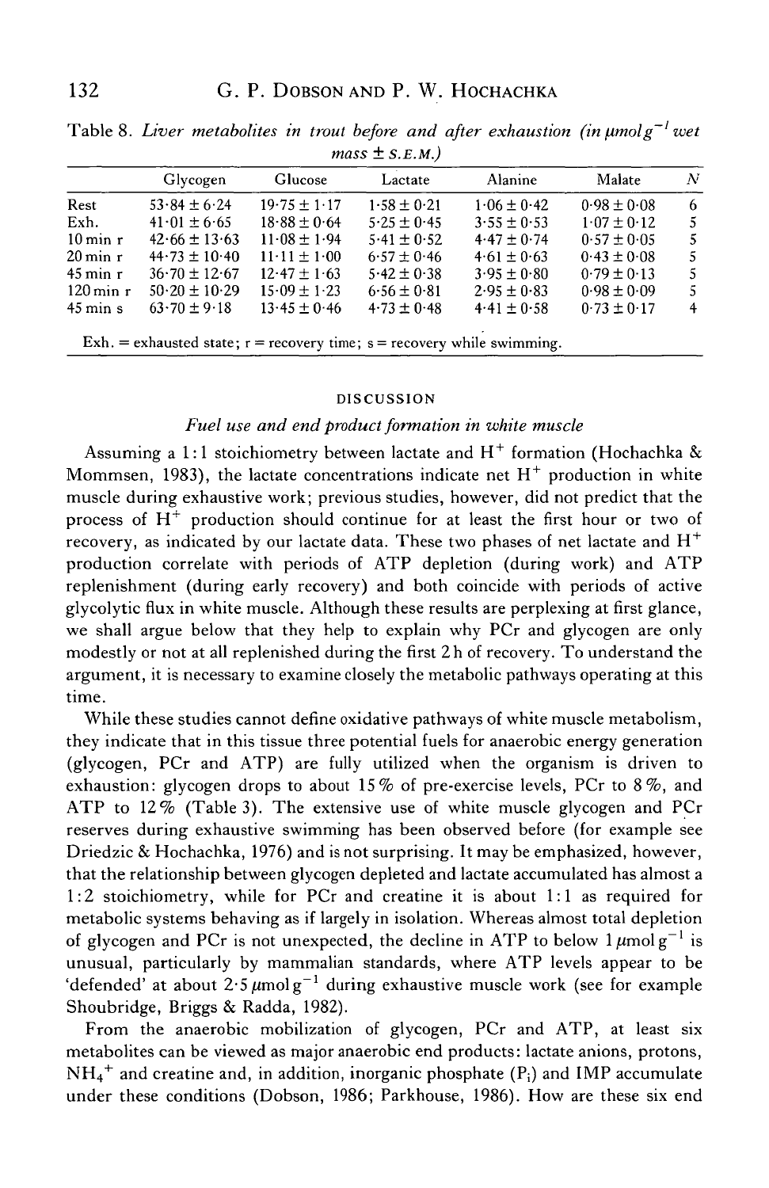Table 8. *Liver metabolites in trout before and after exhaustion (in $\mu mol\,g^{-1}$ wet mass ± S.E.M.)*

| | Glycogen | Glucose | Lactate | Alanine | Malate | N |
|---|---|---|---|---|---|---|
| Rest | 53·84 ± 6·24 | 19·75 ± 1·17 | 1·58 ± 0·21 | 1·06 ± 0·42 | 0·98 ± 0·08 | 6 |
| Exh. | 41·01 ± 6·65 | 18·88 ± 0·64 | 5·25 ± 0·45 | 3·55 ± 0·53 | 1·07 ± 0·12 | 5 |
| 10 min r | 42·66 ± 13·63 | 11·08 ± 1·94 | 5·41 ± 0·52 | 4·47 ± 0·74 | 0·57 ± 0·05 | 5 |
| 20 min r | 44·73 ± 10·40 | 11·11 ± 1·00 | 6·57 ± 0·46 | 4·61 ± 0·63 | 0·43 ± 0·08 | 5 |
| 45 min r | 36·70 ± 12·67 | 12·47 ± 1·63 | 5·42 ± 0·38 | 3·95 ± 0·80 | 0·79 ± 0·13 | 5 |
| 120 min r | 50·20 ± 10·29 | 15·09 ± 1·23 | 6·56 ± 0·81 | 2·95 ± 0·83 | 0·98 ± 0·09 | 5 |
| 45 min s | 63·70 ± 9·18 | 13·45 ± 0·46 | 4·73 ± 0·48 | 4·41 ± 0·58 | 0·73 ± 0·17 | 4 |

Exh. = exhausted state; r = recovery time; s = recovery while swimming.

## DISCUSSION

### *Fuel use and end product formation in white muscle*

Assuming a 1:1 stoichiometry between lactate and $H^+$ formation (Hochachka & Mommsen, 1983), the lactate concentrations indicate net $H^+$ production in white muscle during exhaustive work; previous studies, however, did not predict that the process of $H^+$ production should continue for at least the first hour or two of recovery, as indicated by our lactate data. These two phases of net lactate and $H^+$ production correlate with periods of ATP depletion (during work) and ATP replenishment (during early recovery) and both coincide with periods of active glycolytic flux in white muscle. Although these results are perplexing at first glance, we shall argue below that they help to explain why PCr and glycogen are only modestly or not at all replenished during the first 2 h of recovery. To understand the argument, it is necessary to examine closely the metabolic pathways operating at this time.

While these studies cannot define oxidative pathways of white muscle metabolism, they indicate that in this tissue three potential fuels for anaerobic energy generation (glycogen, PCr and ATP) are fully utilized when the organism is driven to exhaustion: glycogen drops to about 15 % of pre-exercise levels, PCr to 8 %, and ATP to 12 % (Table 3). The extensive use of white muscle glycogen and PCr reserves during exhaustive swimming has been observed before (for example see Driedzic & Hochachka, 1976) and is not surprising. It may be emphasized, however, that the relationship between glycogen depleted and lactate accumulated has almost a 1:2 stoichiometry, while for PCr and creatine it is about 1:1 as required for metabolic systems behaving as if largely in isolation. Whereas almost total depletion of glycogen and PCr is not unexpected, the decline in ATP to below $1\,\mu mol\,g^{-1}$ is unusual, particularly by mammalian standards, where ATP levels appear to be 'defended' at about $2{\cdot}5\,\mu mol\,g^{-1}$ during exhaustive muscle work (see for example Shoubridge, Briggs & Radda, 1982).

From the anaerobic mobilization of glycogen, PCr and ATP, at least six metabolites can be viewed as major anaerobic end products: lactate anions, protons, $NH_4^+$ and creatine and, in addition, inorganic phosphate ($P_i$) and IMP accumulate under these conditions (Dobson, 1986; Parkhouse, 1986). How are these six end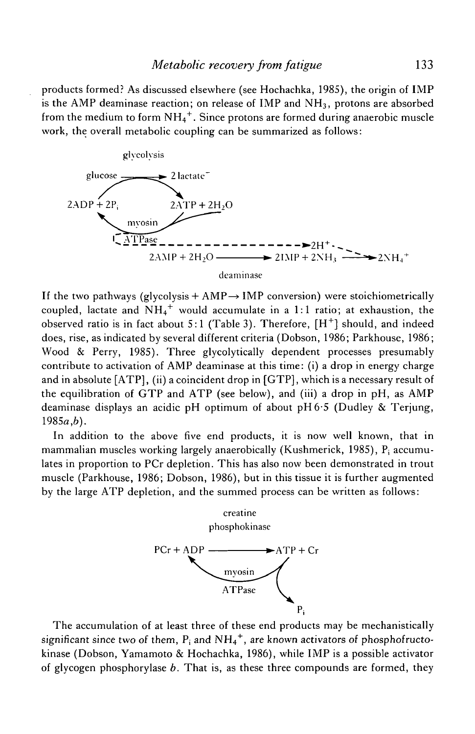products formed? As discussed elsewhere (see Hochachka, 1985), the origin of IMP is the AMP deaminase reaction; on release of IMP and $NH_3$, protons are absorbed from the medium to form $NH_4^+$. Since protons are formed during anaerobic muscle work, the overall metabolic coupling can be summarized as follows:

$$\text{glucose} \xrightarrow{\text{glycolysis}} 2\,\text{lactate}^-$$

$$2\text{ADP} + 2\text{P}_i \rightarrow 2\text{ATP} + 2H_2O \quad (\text{myosin ATPase: } 2\text{ATP} + 2H_2O \rightarrow 2\text{ADP} + 2\text{P}_i) \dashrightarrow 2H^+$$

$$2\text{AMP} + 2H_2O \xrightarrow{\text{deaminase}} 2\text{IMP} + 2NH_3 \xrightarrow{2H^+} 2NH_4^+$$

If the two pathways (glycolysis + AMP→ IMP conversion) were stoichiometrically coupled, lactate and $NH_4^+$ would accumulate in a 1:1 ratio; at exhaustion, the observed ratio is in fact about 5:1 (Table 3). Therefore, $[H^+]$ should, and indeed does, rise, as indicated by several different criteria (Dobson, 1986; Parkhouse, 1986; Wood & Perry, 1985). Three glycolytically dependent processes presumably contribute to activation of AMP deaminase at this time: (i) a drop in energy charge and in absolute [ATP], (ii) a coincident drop in [GTP], which is a necessary result of the equilibration of GTP and ATP (see below), and (iii) a drop in pH, as AMP deaminase displays an acidic pH optimum of about pH 6·5 (Dudley & Terjung, 1985*a*,*b*).

In addition to the above five end products, it is now well known, that in mammalian muscles working largely anaerobically (Kushmerick, 1985), $P_i$ accumulates in proportion to PCr depletion. This has also now been demonstrated in trout muscle (Parkhouse, 1986; Dobson, 1986), but in this tissue it is further augmented by the large ATP depletion, and the summed process can be written as follows:

$$\text{PCr} + \text{ADP} \xrightarrow{\text{creatine phosphokinase}} \text{ATP} + \text{Cr}$$

$$\text{ATP} \xrightarrow{\text{myosin ATPase}} \text{ADP} + \text{P}_i$$

The accumulation of at least three of these end products may be mechanistically significant since two of them, $P_i$ and $NH_4^+$, are known activators of phosphofructokinase (Dobson, Yamamoto & Hochachka, 1986), while IMP is a possible activator of glycogen phosphorylase *b*. That is, as these three compounds are formed, they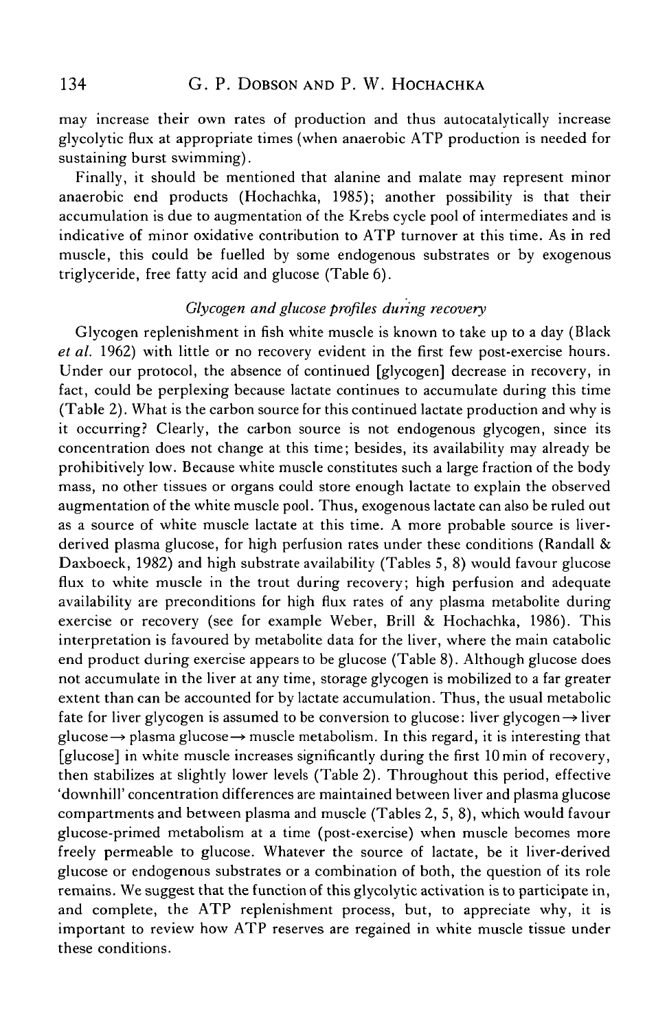may increase their own rates of production and thus autocatalytically increase glycolytic flux at appropriate times (when anaerobic ATP production is needed for sustaining burst swimming).

Finally, it should be mentioned that alanine and malate may represent minor anaerobic end products (Hochachka, 1985); another possibility is that their accumulation is due to augmentation of the Krebs cycle pool of intermediates and is indicative of minor oxidative contribution to ATP turnover at this time. As in red muscle, this could be fuelled by some endogenous substrates or by exogenous triglyceride, free fatty acid and glucose (Table 6).

### *Glycogen and glucose profiles during recovery*

Glycogen replenishment in fish white muscle is known to take up to a day (Black *et al.* 1962) with little or no recovery evident in the first few post-exercise hours. Under our protocol, the absence of continued [glycogen] decrease in recovery, in fact, could be perplexing because lactate continues to accumulate during this time (Table 2). What is the carbon source for this continued lactate production and why is it occurring? Clearly, the carbon source is not endogenous glycogen, since its concentration does not change at this time; besides, its availability may already be prohibitively low. Because white muscle constitutes such a large fraction of the body mass, no other tissues or organs could store enough lactate to explain the observed augmentation of the white muscle pool. Thus, exogenous lactate can also be ruled out as a source of white muscle lactate at this time. A more probable source is liver-derived plasma glucose, for high perfusion rates under these conditions (Randall & Daxboeck, 1982) and high substrate availability (Tables 5, 8) would favour glucose flux to white muscle in the trout during recovery; high perfusion and adequate availability are preconditions for high flux rates of any plasma metabolite during exercise or recovery (see for example Weber, Brill & Hochachka, 1986). This interpretation is favoured by metabolite data for the liver, where the main catabolic end product during exercise appears to be glucose (Table 8). Although glucose does not accumulate in the liver at any time, storage glycogen is mobilized to a far greater extent than can be accounted for by lactate accumulation. Thus, the usual metabolic fate for liver glycogen is assumed to be conversion to glucose: liver glycogen → liver glucose → plasma glucose → muscle metabolism. In this regard, it is interesting that [glucose] in white muscle increases significantly during the first 10 min of recovery, then stabilizes at slightly lower levels (Table 2). Throughout this period, effective 'downhill' concentration differences are maintained between liver and plasma glucose compartments and between plasma and muscle (Tables 2, 5, 8), which would favour glucose-primed metabolism at a time (post-exercise) when muscle becomes more freely permeable to glucose. Whatever the source of lactate, be it liver-derived glucose or endogenous substrates or a combination of both, the question of its role remains. We suggest that the function of this glycolytic activation is to participate in, and complete, the ATP replenishment process, but, to appreciate why, it is important to review how ATP reserves are regained in white muscle tissue under these conditions.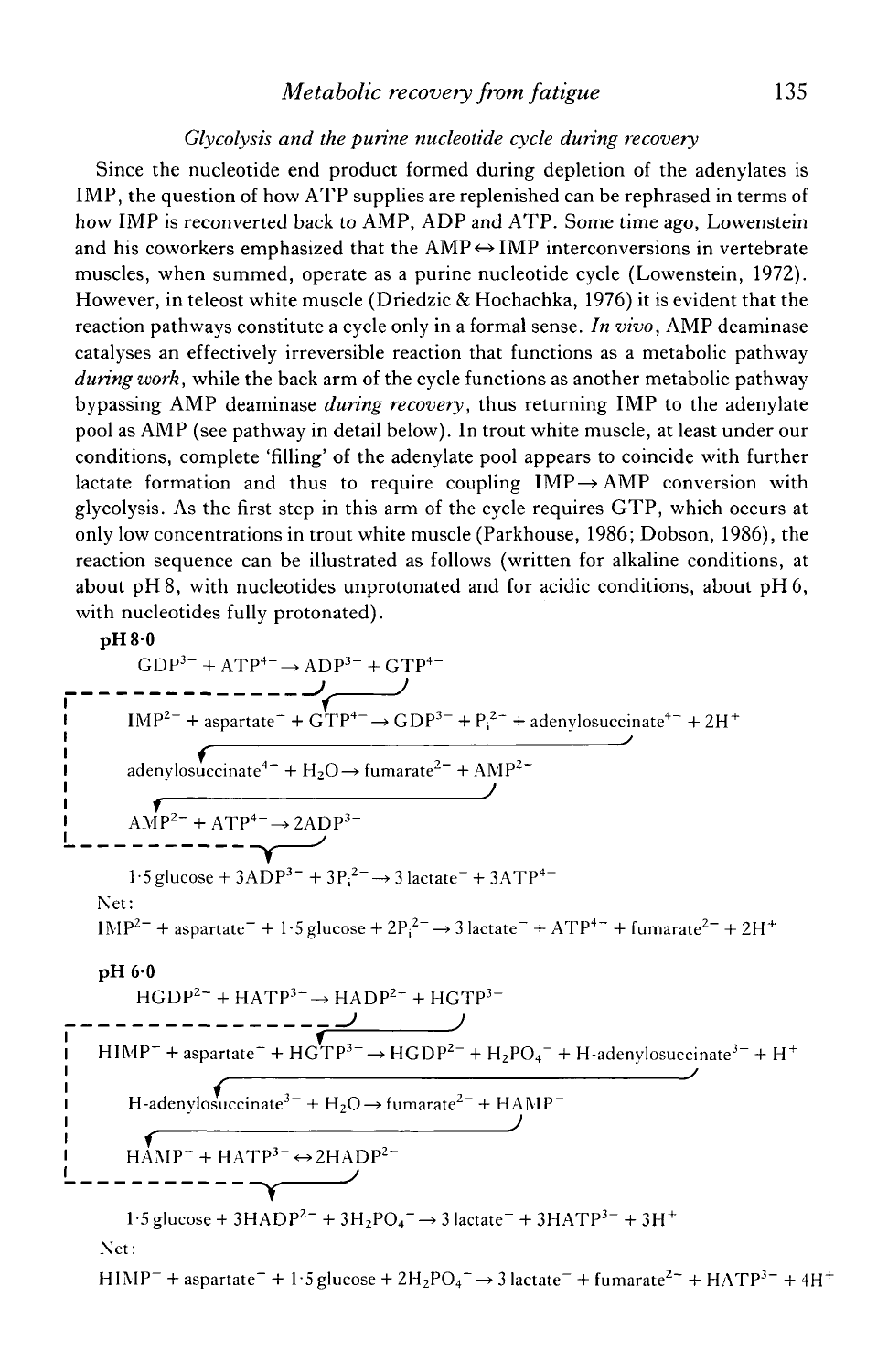### *Glycolysis and the purine nucleotide cycle during recovery*

Since the nucleotide end product formed during depletion of the adenylates is IMP, the question of how ATP supplies are replenished can be rephrased in terms of how IMP is reconverted back to AMP, ADP and ATP. Some time ago, Lowenstein and his coworkers emphasized that the AMP↔IMP interconversions in vertebrate muscles, when summed, operate as a purine nucleotide cycle (Lowenstein, 1972). However, in teleost white muscle (Driedzic & Hochachka, 1976) it is evident that the reaction pathways constitute a cycle only in a formal sense. *In vivo*, AMP deaminase catalyses an effectively irreversible reaction that functions as a metabolic pathway *during work*, while the back arm of the cycle functions as another metabolic pathway bypassing AMP deaminase *during recovery*, thus returning IMP to the adenylate pool as AMP (see pathway in detail below). In trout white muscle, at least under our conditions, complete 'filling' of the adenylate pool appears to coincide with further lactate formation and thus to require coupling IMP→AMP conversion with glycolysis. As the first step in this arm of the cycle requires GTP, which occurs at only low concentrations in trout white muscle (Parkhouse, 1986; Dobson, 1986), the reaction sequence can be illustrated as follows (written for alkaline conditions, at about pH 8, with nucleotides unprotonated and for acidic conditions, about pH 6, with nucleotides fully protonated).

**pH 8·0**

$$GDP^{3-} + ATP^{4-} \rightarrow ADP^{3-} + GTP^{4-}$$

$$IMP^{2-} + \text{aspartate}^{-} + GTP^{4-} \rightarrow GDP^{3-} + P_i^{2-} + \text{adenylosuccinate}^{4-} + 2H^{+}$$

$$\text{adenylosuccinate}^{4-} + H_2O \rightarrow \text{fumarate}^{2-} + AMP^{2-}$$

$$AMP^{2-} + ATP^{4-} \rightarrow 2ADP^{3-}$$

$$1{\cdot}5\,\text{glucose} + 3ADP^{3-} + 3P_i^{2-} \rightarrow 3\,\text{lactate}^{-} + 3ATP^{4-}$$

Net:

$$IMP^{2-} + \text{aspartate}^{-} + 1{\cdot}5\,\text{glucose} + 2P_i^{2-} \rightarrow 3\,\text{lactate}^{-} + ATP^{4-} + \text{fumarate}^{2-} + 2H^{+}$$

**pH 6·0**

$$HGDP^{2-} + HATP^{3-} \rightarrow HADP^{2-} + HGTP^{3-}$$

$$HIMP^{-} + \text{aspartate}^{-} + HGTP^{3-} \rightarrow HGDP^{2-} + H_2PO_4^{-} + \text{H-adenylosuccinate}^{3-} + H^{+}$$

$$\text{H-adenylosuccinate}^{3-} + H_2O \rightarrow \text{fumarate}^{2-} + HAMP^{-}$$

$$HAMP^{-} + HATP^{3-} \leftrightarrow 2HADP^{2-}$$

$$1{\cdot}5\,\text{glucose} + 3HADP^{2-} + 3H_2PO_4^{-} \rightarrow 3\,\text{lactate}^{-} + 3HATP^{3-} + 3H^{+}$$

Net:

$$HIMP^{-} + \text{aspartate}^{-} + 1{\cdot}5\,\text{glucose} + 2H_2PO_4^{-} \rightarrow 3\,\text{lactate}^{-} + \text{fumarate}^{2-} + HATP^{3-} + 4H^{+}$$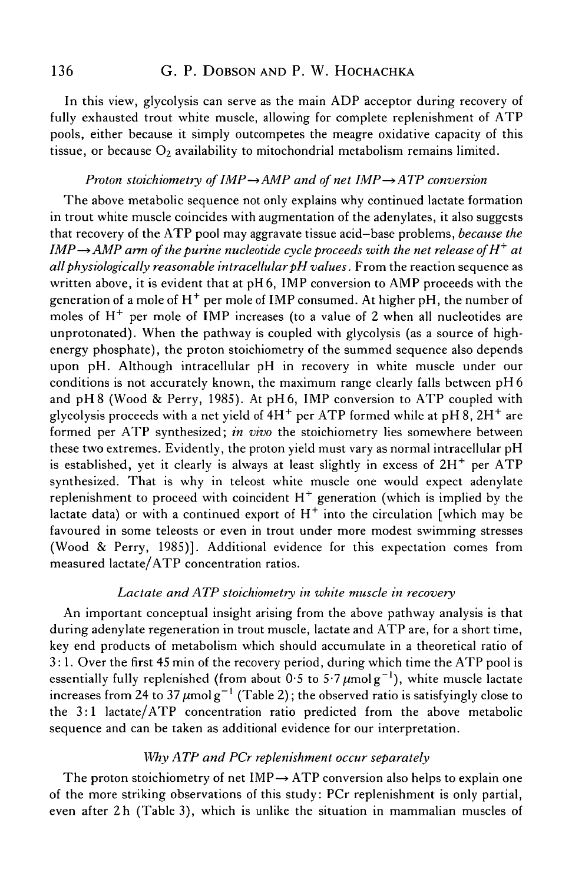In this view, glycolysis can serve as the main ADP acceptor during recovery of fully exhausted trout white muscle, allowing for complete replenishment of ATP pools, either because it simply outcompetes the meagre oxidative capacity of this tissue, or because $O_2$ availability to mitochondrial metabolism remains limited.

### *Proton stoichiometry of IMP→AMP and of net IMP→ATP conversion*

The above metabolic sequence not only explains why continued lactate formation in trout white muscle coincides with augmentation of the adenylates, it also suggests that recovery of the ATP pool may aggravate tissue acid–base problems, *because the IMP→AMP arm of the purine nucleotide cycle proceeds with the net release of $H^+$ at all physiologically reasonable intracellular pH values*. From the reaction sequence as written above, it is evident that at pH 6, IMP conversion to AMP proceeds with the generation of a mole of $H^+$ per mole of IMP consumed. At higher pH, the number of moles of $H^+$ per mole of IMP increases (to a value of 2 when all nucleotides are unprotonated). When the pathway is coupled with glycolysis (as a source of high-energy phosphate), the proton stoichiometry of the summed sequence also depends upon pH. Although intracellular pH in recovery in white muscle under our conditions is not accurately known, the maximum range clearly falls between pH 6 and pH 8 (Wood & Perry, 1985). At pH 6, IMP conversion to ATP coupled with glycolysis proceeds with a net yield of $4H^+$ per ATP formed while at pH 8, $2H^+$ are formed per ATP synthesized; *in vivo* the stoichiometry lies somewhere between these two extremes. Evidently, the proton yield must vary as normal intracellular pH is established, yet it clearly is always at least slightly in excess of $2H^+$ per ATP synthesized. That is why in teleost white muscle one would expect adenylate replenishment to proceed with coincident $H^+$ generation (which is implied by the lactate data) or with a continued export of $H^+$ into the circulation [which may be favoured in some teleosts or even in trout under more modest swimming stresses (Wood & Perry, 1985)]. Additional evidence for this expectation comes from measured lactate/ATP concentration ratios.

### *Lactate and ATP stoichiometry in white muscle in recovery*

An important conceptual insight arising from the above pathway analysis is that during adenylate regeneration in trout muscle, lactate and ATP are, for a short time, key end products of metabolism which should accumulate in a theoretical ratio of 3:1. Over the first 45 min of the recovery period, during which time the ATP pool is essentially fully replenished (from about 0·5 to 5·7 $\mu mol\,g^{-1}$), white muscle lactate increases from 24 to 37 $\mu mol\,g^{-1}$ (Table 2); the observed ratio is satisfyingly close to the 3:1 lactate/ATP concentration ratio predicted from the above metabolic sequence and can be taken as additional evidence for our interpretation.

### *Why ATP and PCr replenishment occur separately*

The proton stoichiometry of net IMP→ATP conversion also helps to explain one of the more striking observations of this study: PCr replenishment is only partial, even after 2 h (Table 3), which is unlike the situation in mammalian muscles of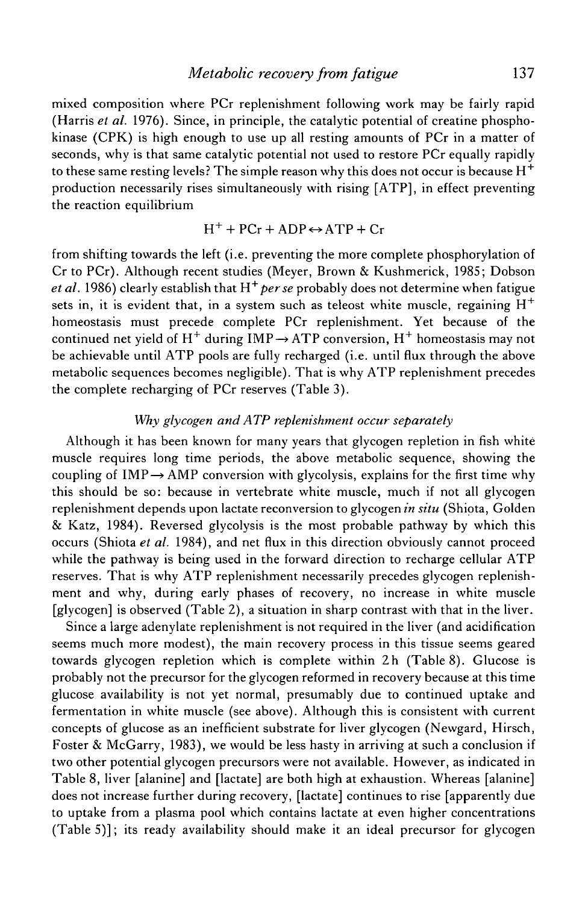mixed composition where PCr replenishment following work may be fairly rapid (Harris *et al.* 1976). Since, in principle, the catalytic potential of creatine phosphokinase (CPK) is high enough to use up all resting amounts of PCr in a matter of seconds, why is that same catalytic potential not used to restore PCr equally rapidly to these same resting levels? The simple reason why this does not occur is because $H^+$ production necessarily rises simultaneously with rising [ATP], in effect preventing the reaction equilibrium

$$H^+ + PCr + ADP \leftrightarrow ATP + Cr$$

from shifting towards the left (i.e. preventing the more complete phosphorylation of Cr to PCr). Although recent studies (Meyer, Brown & Kushmerick, 1985; Dobson *et al.* 1986) clearly establish that $H^+$ *per se* probably does not determine when fatigue sets in, it is evident that, in a system such as teleost white muscle, regaining $H^+$ homeostasis must precede complete PCr replenishment. Yet because of the continued net yield of $H^+$ during IMP $\rightarrow$ ATP conversion, $H^+$ homeostasis may not be achievable until ATP pools are fully recharged (i.e. until flux through the above metabolic sequences becomes negligible). That is why ATP replenishment precedes the complete recharging of PCr reserves (Table 3).

### *Why glycogen and ATP replenishment occur separately*

Although it has been known for many years that glycogen repletion in fish white muscle requires long time periods, the above metabolic sequence, showing the coupling of IMP $\rightarrow$ AMP conversion with glycolysis, explains for the first time why this should be so: because in vertebrate white muscle, much if not all glycogen replenishment depends upon lactate reconversion to glycogen *in situ* (Shiota, Golden & Katz, 1984). Reversed glycolysis is the most probable pathway by which this occurs (Shiota *et al.* 1984), and net flux in this direction obviously cannot proceed while the pathway is being used in the forward direction to recharge cellular ATP reserves. That is why ATP replenishment necessarily precedes glycogen replenishment and why, during early phases of recovery, no increase in white muscle [glycogen] is observed (Table 2), a situation in sharp contrast with that in the liver.

Since a large adenylate replenishment is not required in the liver (and acidification seems much more modest), the main recovery process in this tissue seems geared towards glycogen repletion which is complete within 2 h (Table 8). Glucose is probably not the precursor for the glycogen reformed in recovery because at this time glucose availability is not yet normal, presumably due to continued uptake and fermentation in white muscle (see above). Although this is consistent with current concepts of glucose as an inefficient substrate for liver glycogen (Newgard, Hirsch, Foster & McGarry, 1983), we would be less hasty in arriving at such a conclusion if two other potential glycogen precursors were not available. However, as indicated in Table 8, liver [alanine] and [lactate] are both high at exhaustion. Whereas [alanine] does not increase further during recovery, [lactate] continues to rise [apparently due to uptake from a plasma pool which contains lactate at even higher concentrations (Table 5)]; its ready availability should make it an ideal precursor for glycogen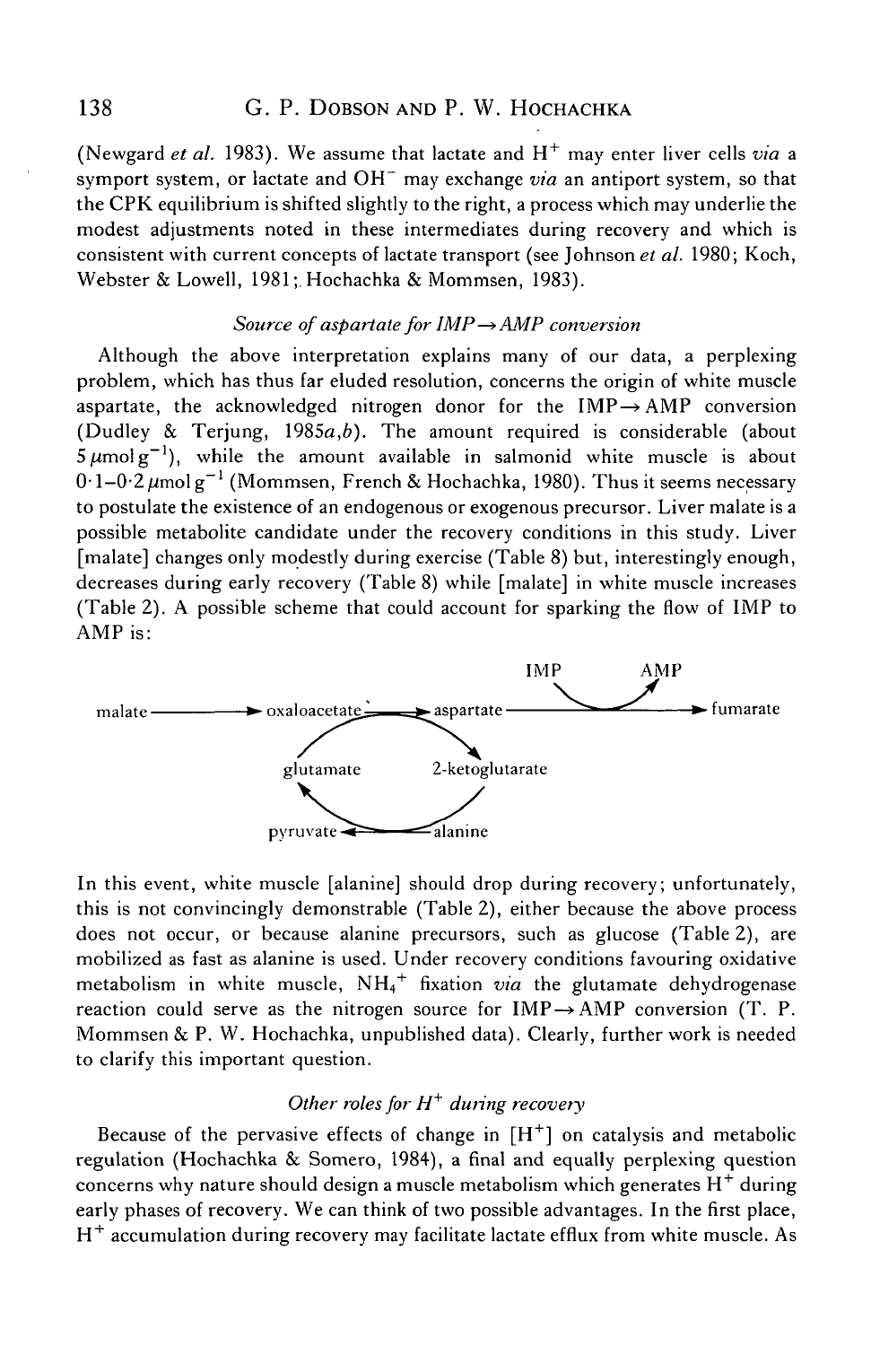(Newgard *et al.* 1983). We assume that lactate and $H^+$ may enter liver cells *via* a symport system, or lactate and $OH^-$ may exchange *via* an antiport system, so that the CPK equilibrium is shifted slightly to the right, a process which may underlie the modest adjustments noted in these intermediates during recovery and which is consistent with current concepts of lactate transport (see Johnson *et al.* 1980; Koch, Webster & Lowell, 1981; Hochachka & Mommsen, 1983).

### *Source of aspartate for IMP→AMP conversion*

Although the above interpretation explains many of our data, a perplexing problem, which has thus far eluded resolution, concerns the origin of white muscle aspartate, the acknowledged nitrogen donor for the IMP→AMP conversion (Dudley & Terjung, 1985*a*,*b*). The amount required is considerable (about $5\,\mu\text{mol}\,\text{g}^{-1}$), while the amount available in salmonid white muscle is about $0{\cdot}1$–$0{\cdot}2\,\mu\text{mol}\,\text{g}^{-1}$ (Mommsen, French & Hochachka, 1980). Thus it seems necessary to postulate the existence of an endogenous or exogenous precursor. Liver malate is a possible metabolite candidate under the recovery conditions in this study. Liver [malate] changes only modestly during exercise (Table 8) but, interestingly enough, decreases during early recovery (Table 8) while [malate] in white muscle increases (Table 2). A possible scheme that could account for sparking the flow of IMP to AMP is:

```
                                                 IMP        AMP
                                                    \      ↗
malate ──────► oxaloacetate ──────► aspartate ──────────────────► fumarate
                     ↗                  ↘
              glutamate            2-ketoglutarate
                     ↖                  ↙
               pyruvate ◄──────── alanine
```

In this event, white muscle [alanine] should drop during recovery; unfortunately, this is not convincingly demonstrable (Table 2), either because the above process does not occur, or because alanine precursors, such as glucose (Table 2), are mobilized as fast as alanine is used. Under recovery conditions favouring oxidative metabolism in white muscle, $NH_4^+$ fixation *via* the glutamate dehydrogenase reaction could serve as the nitrogen source for IMP→AMP conversion (T. P. Mommsen & P. W. Hochachka, unpublished data). Clearly, further work is needed to clarify this important question.

### *Other roles for $H^+$ during recovery*

Because of the pervasive effects of change in $[H^+]$ on catalysis and metabolic regulation (Hochachka & Somero, 1984), a final and equally perplexing question concerns why nature should design a muscle metabolism which generates $H^+$ during early phases of recovery. We can think of two possible advantages. In the first place, $H^+$ accumulation during recovery may facilitate lactate efflux from white muscle. As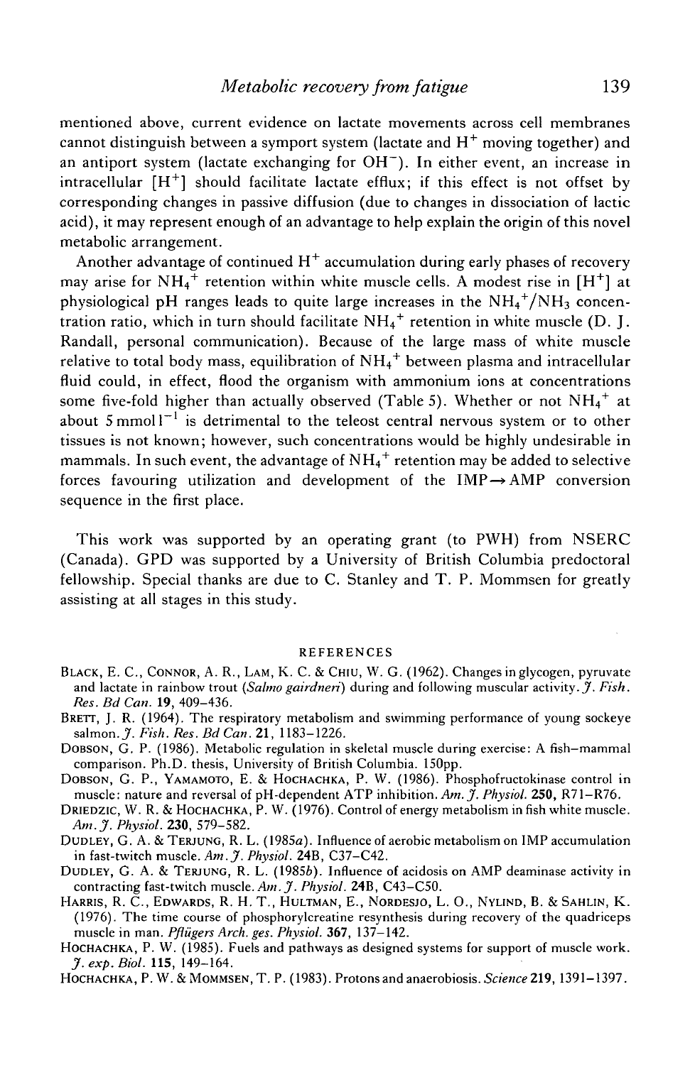mentioned above, current evidence on lactate movements across cell membranes cannot distinguish between a symport system (lactate and $H^+$ moving together) and an antiport system (lactate exchanging for $OH^-$). In either event, an increase in intracellular $[H^+]$ should facilitate lactate efflux; if this effect is not offset by corresponding changes in passive diffusion (due to changes in dissociation of lactic acid), it may represent enough of an advantage to help explain the origin of this novel metabolic arrangement.

Another advantage of continued $H^+$ accumulation during early phases of recovery may arise for $NH_4^+$ retention within white muscle cells. A modest rise in $[H^+]$ at physiological pH ranges leads to quite large increases in the $NH_4^+/NH_3$ concentration ratio, which in turn should facilitate $NH_4^+$ retention in white muscle (D. J. Randall, personal communication). Because of the large mass of white muscle relative to total body mass, equilibration of $NH_4^+$ between plasma and intracellular fluid could, in effect, flood the organism with ammonium ions at concentrations some five-fold higher than actually observed (Table 5). Whether or not $NH_4^+$ at about $5\,\text{mmol}\,l^{-1}$ is detrimental to the teleost central nervous system or to other tissues is not known; however, such concentrations would be highly undesirable in mammals. In such event, the advantage of $NH_4^+$ retention may be added to selective forces favouring utilization and development of the IMP → AMP conversion sequence in the first place.

This work was supported by an operating grant (to PWH) from NSERC (Canada). GPD was supported by a University of British Columbia predoctoral fellowship. Special thanks are due to C. Stanley and T. P. Mommsen for greatly assisting at all stages in this study.

## REFERENCES

Black, E. C., Connor, A. R., Lam, K. C. & Chiu, W. G. (1962). Changes in glycogen, pyruvate and lactate in rainbow trout (*Salmo gairdneri*) during and following muscular activity. *J. Fish. Res. Bd Can.* **19**, 409–436.

Brett, J. R. (1964). The respiratory metabolism and swimming performance of young sockeye salmon. *J. Fish. Res. Bd Can.* **21**, 1183–1226.

Dobson, G. P. (1986). Metabolic regulation in skeletal muscle during exercise: A fish–mammal comparison. Ph.D. thesis, University of British Columbia. 150pp.

Dobson, G. P., Yamamoto, E. & Hochachka, P. W. (1986). Phosphofructokinase control in muscle: nature and reversal of pH-dependent ATP inhibition. *Am. J. Physiol.* **250**, R71–R76.

Driedzic, W. R. & Hochachka, P. W. (1976). Control of energy metabolism in fish white muscle. *Am. J. Physiol.* **230**, 579–582.

Dudley, G. A. & Terjung, R. L. (1985*a*). Influence of aerobic metabolism on IMP accumulation in fast-twitch muscle. *Am. J. Physiol.* **24B**, C37–C42.

Dudley, G. A. & Terjung, R. L. (1985*b*). Influence of acidosis on AMP deaminase activity in contracting fast-twitch muscle. *Am. J. Physiol.* **24B**, C43–C50.

Harris, R. C., Edwards, R. H. T., Hultman, E., Nordesjo, L. O., Nylind, B. & Sahlin, K. (1976). The time course of phosphorylcreatine resynthesis during recovery of the quadriceps muscle in man. *Pflügers Arch. ges. Physiol.* **367**, 137–142.

Hochachka, P. W. (1985). Fuels and pathways as designed systems for support of muscle work. *J. exp. Biol.* **115**, 149–164.

Hochachka, P. W. & Mommsen, T. P. (1983). Protons and anaerobiosis. *Science* **219**, 1391–1397.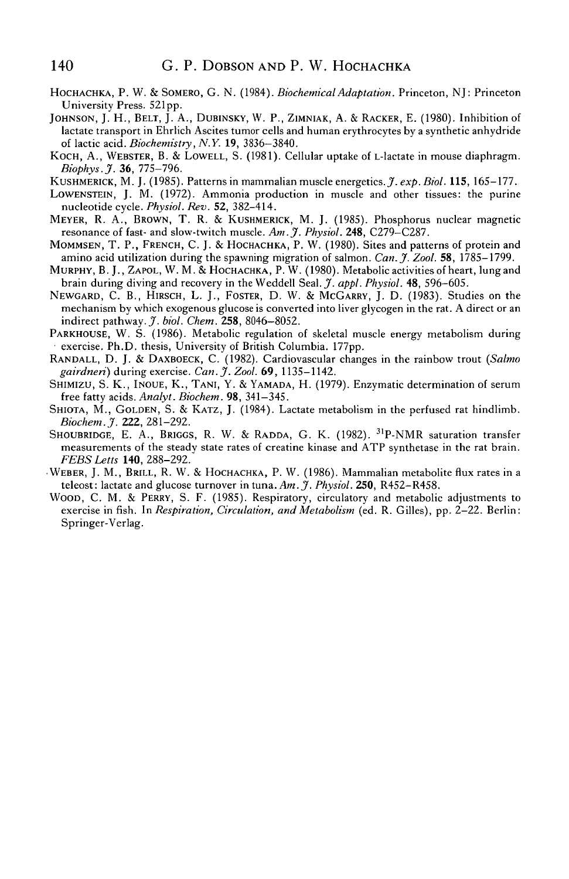Hochachka, P. W. & Somero, G. N. (1984). *Biochemical Adaptation*. Princeton, NJ: Princeton University Press. 521pp.

Johnson, J. H., Belt, J. A., Dubinsky, W. P., Zimniak, A. & Racker, E. (1980). Inhibition of lactate transport in Ehrlich Ascites tumor cells and human erythrocytes by a synthetic anhydride of lactic acid. *Biochemistry, N.Y.* **19**, 3836–3840.

Koch, A., Webster, B. & Lowell, S. (1981). Cellular uptake of L-lactate in mouse diaphragm. *Biophys. J.* **36**, 775–796.

Kushmerick, M. J. (1985). Patterns in mammalian muscle energetics. *J. exp. Biol.* **115**, 165–177.

Lowenstein, J. M. (1972). Ammonia production in muscle and other tissues: the purine nucleotide cycle. *Physiol. Rev.* **52**, 382–414.

Meyer, R. A., Brown, T. R. & Kushmerick, M. J. (1985). Phosphorus nuclear magnetic resonance of fast- and slow-twitch muscle. *Am. J. Physiol.* **248**, C279–C287.

Mommsen, T. P., French, C. J. & Hochachka, P. W. (1980). Sites and patterns of protein and amino acid utilization during the spawning migration of salmon. *Can. J. Zool.* **58**, 1785–1799.

Murphy, B. J., Zapol, W. M. & Hochachka, P. W. (1980). Metabolic activities of heart, lung and brain during diving and recovery in the Weddell Seal. *J. appl. Physiol.* **48**, 596–605.

Newgard, C. B., Hirsch, L. J., Foster, D. W. & McGarry, J. D. (1983). Studies on the mechanism by which exogenous glucose is converted into liver glycogen in the rat. A direct or an indirect pathway. *J. biol. Chem.* **258**, 8046–8052.

Parkhouse, W. S. (1986). Metabolic regulation of skeletal muscle energy metabolism during exercise. Ph.D. thesis, University of British Columbia. 177pp.

Randall, D. J. & Daxboeck, C. (1982). Cardiovascular changes in the rainbow trout (*Salmo gairdneri*) during exercise. *Can. J. Zool.* **69**, 1135–1142.

Shimizu, S. K., Inoue, K., Tani, Y. & Yamada, H. (1979). Enzymatic determination of serum free fatty acids. *Analyt. Biochem.* **98**, 341–345.

Shiota, M., Golden, S. & Katz, J. (1984). Lactate metabolism in the perfused rat hindlimb. *Biochem. J.* **222**, 281–292.

Shoubridge, E. A., Briggs, R. W. & Radda, G. K. (1982). $^{31}$P-NMR saturation transfer measurements of the steady state rates of creatine kinase and ATP synthetase in the rat brain. *FEBS Letts* **140**, 288–292.

Weber, J. M., Brill, R. W. & Hochachka, P. W. (1986). Mammalian metabolite flux rates in a teleost: lactate and glucose turnover in tuna. *Am. J. Physiol.* **250**, R452–R458.

Wood, C. M. & Perry, S. F. (1985). Respiratory, circulatory and metabolic adjustments to exercise in fish. In *Respiration, Circulation, and Metabolism* (ed. R. Gilles), pp. 2–22. Berlin: Springer-Verlag.